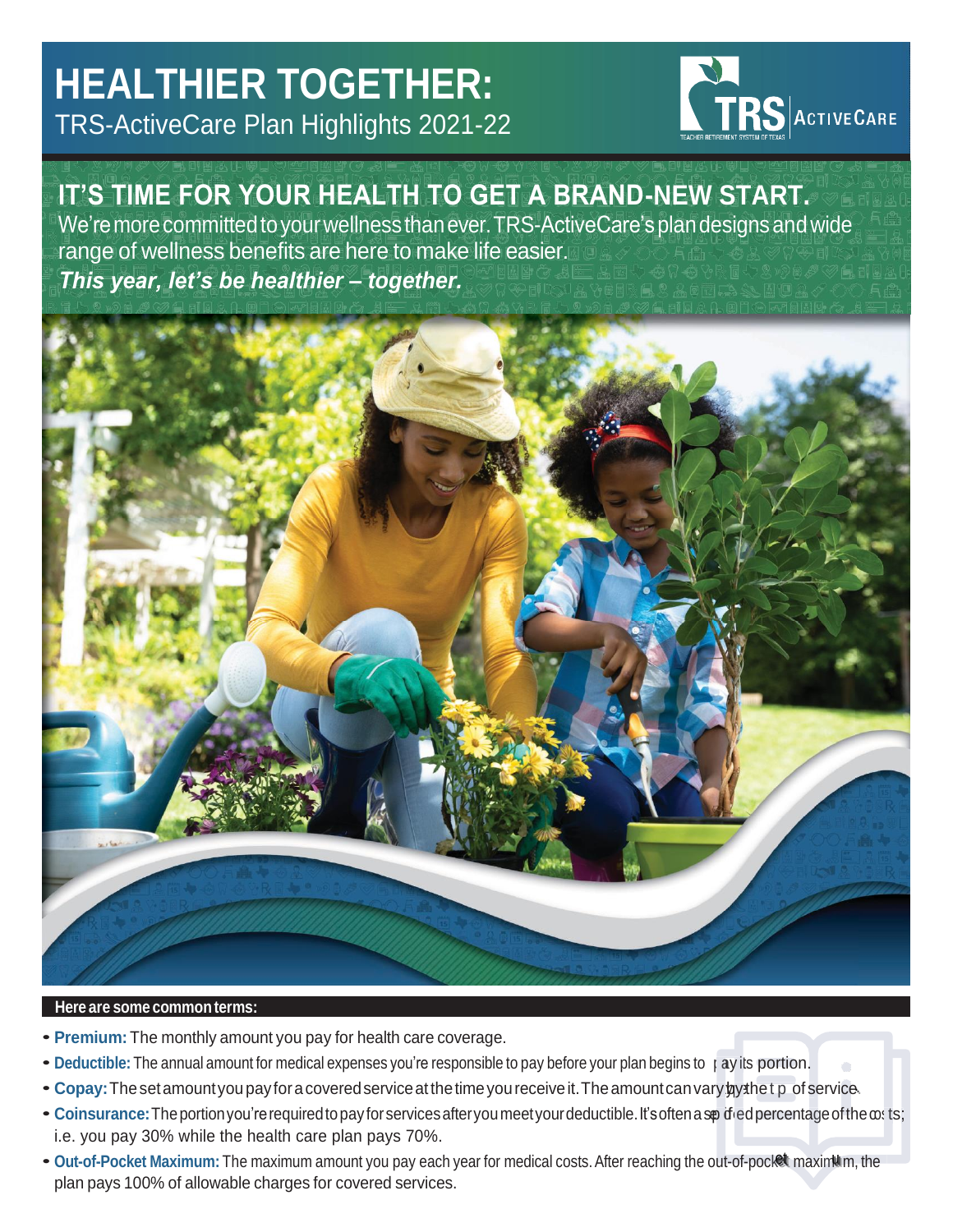# HEALTHIER TOGETHER:

TRS-ActiveCare Plan Highlights 2021-22

TRS | ActiveCare

## IT'S TIME FOR YOUR HEALTH TO GET A BRAND-NEW START.

We're more committed to your wellness than ever. TRS-ActiveCare's plan designs and wide range of wellness benefits are here to make life easier.

***This year, let's be healthier – together.***

**Here are some common terms:**

- **Premium:** The monthly amount you pay for health care coverage.
- **Deductible:** The annual amount for medical expenses you're responsible to pay before your plan begins to pay its portion.
- **Copay:** The set amount you pay for a covered service at the time you receive it. The amount can vary by the type of service.
- **Coinsurance:** The portion you're required to pay for services after you meet your deductible. It's often a specified percentage of the costs; i.e. you pay 30% while the health care plan pays 70%.
- **Out-of-Pocket Maximum:** The maximum amount you pay each year for medical costs. After reaching the out-of-pocket maximum, the plan pays 100% of allowable charges for covered services.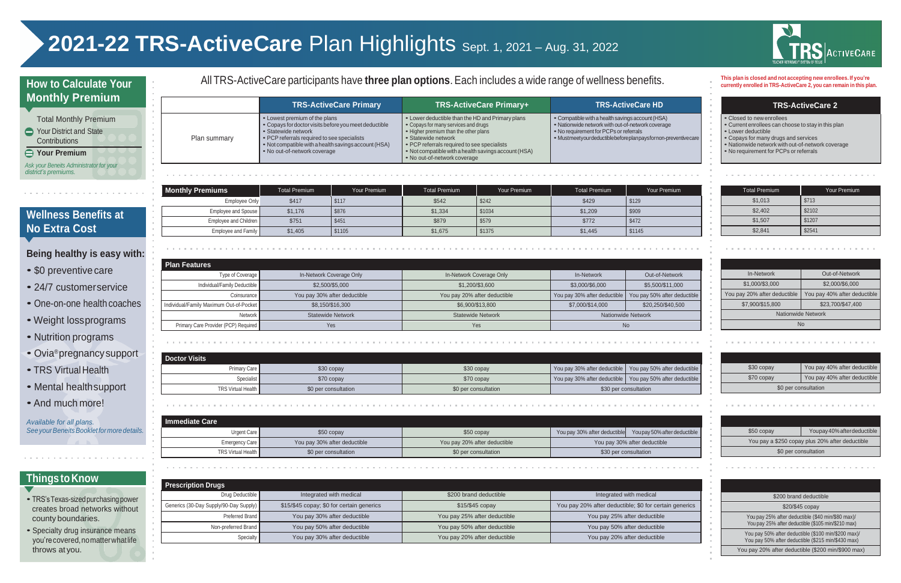# 2021-22 TRS-ActiveCare Plan Highlights Sept. 1, 2021 – Aug. 31, 2022

## How to Calculate Your Monthly Premium

Total Monthly Premium
− Your District and State Contributions
= **Your Premium**

*Ask your Benefits Administrator for your district's premiums.*

## Wellness Benefits at No Extra Cost

### Being healthy is easy with:

- $0 preventive care
- 24/7 customer service
- One-on-one health coaches
- Weight loss programs
- Nutrition programs
- Ovia® pregnancy support
- TRS Virtual Health
- Mental health support
- And much more!

*Available for all plans. See your Benefits Booklet for more details.*

## Things to Know

- TRS's Texas-sized purchasing power creates broad networks without county boundaries.
- Specialty drug insurance means you're covered, no matter what life throws at you.

All TRS-ActiveCare participants have **three plan options**. Each includes a wide range of wellness benefits.

| | TRS-ActiveCare Primary | TRS-ActiveCare Primary+ | TRS-ActiveCare HD |
|---|---|---|---|
| Plan summary | • Lowest premium of the plans<br>• Copays for doctor visits before you meet deductible<br>• Statewide network<br>• PCP referrals required to see specialists<br>• Not compatible with a health savings account (HSA)<br>• No out-of-network coverage | • Lower deductible than the HD and Primary plans<br>• Copays for many services and drugs<br>• Higher premium than the other plans<br>• Statewide network<br>• PCP referrals required to see specialists<br>• Not compatible with a health savings account (HSA)<br>• No out-of-network coverage | • Compatible with a health savings account (HSA)<br>• Nationwide network with out-of-network coverage<br>• No requirement for PCPs or referrals<br>• Must meet your deductible before plan pays for non-preventive care |

| Monthly Premiums | Primary Total Premium | Primary Your Premium | Primary+ Total Premium | Primary+ Your Premium | HD Total Premium | HD Your Premium |
|---|---|---|---|---|---|---|
| Employee Only | $417 | $117 | $542 | $242 | $429 | $129 |
| Employee and Spouse | $1,176 | $876 | $1,334 | $1034 | $1,209 | $909 |
| Employee and Children | $751 | $451 | $879 | $579 | $772 | $472 |
| Employee and Family | $1,405 | $1105 | $1,675 | $1375 | $1,445 | $1145 |

| Plan Features | TRS-ActiveCare Primary | TRS-ActiveCare Primary+ | TRS-ActiveCare HD | |
|---|---|---|---|---|
| Type of Coverage | In-Network Coverage Only | In-Network Coverage Only | In-Network | Out-of-Network |
| Individual/Family Deductible | $2,500/$5,000 | $1,200/$3,600 | $3,000/$6,000 | $5,500/$11,000 |
| Coinsurance | You pay 30% after deductible | You pay 20% after deductible | You pay 30% after deductible | You pay 50% after deductible |
| Individual/Family Maximum Out-of-Pocket | $8,150/$16,300 | $6,900/$13,800 | $7,000/$14,000 | $20,250/$40,500 |
| Network | Statewide Network | Statewide Network | Nationwide Network | |
| Primary Care Provider (PCP) Required | Yes | Yes | No | |

| Doctor Visits | TRS-ActiveCare Primary | TRS-ActiveCare Primary+ | HD In-Network | HD Out-of-Network |
|---|---|---|---|---|
| Primary Care | $30 copay | $30 copay | You pay 30% after deductible | You pay 50% after deductible |
| Specialist | $70 copay | $70 copay | You pay 30% after deductible | You pay 50% after deductible |
| TRS Virtual Health | $0 per consultation | $0 per consultation | $30 per consultation | |

| Immediate Care | TRS-ActiveCare Primary | TRS-ActiveCare Primary+ | HD In-Network | HD Out-of-Network |
|---|---|---|---|---|
| Urgent Care | $50 copay | $50 copay | You pay 30% after deductible | You pay 50% after deductible |
| Emergency Care | You pay 30% after deductible | You pay 20% after deductible | You pay 30% after deductible | |
| TRS Virtual Health | $0 per consultation | $0 per consultation | $30 per consultation | |

| Prescription Drugs | TRS-ActiveCare Primary | TRS-ActiveCare Primary+ | TRS-ActiveCare HD |
|---|---|---|---|
| Drug Deductible | Integrated with medical | $200 brand deductible | Integrated with medical |
| Generics (30-Day Supply/90-Day Supply) | $15/$45 copay; $0 for certain generics | $15/$45 copay | You pay 20% after deductible; $0 for certain generics |
| Preferred Brand | You pay 30% after deductible | You pay 25% after deductible | You pay 25% after deductible |
| Non-preferred Brand | You pay 50% after deductible | You pay 50% after deductible | You pay 50% after deductible |
| Specialty | You pay 30% after deductible | You pay 20% after deductible | You pay 20% after deductible |

**This plan is closed and not accepting new enrollees. If you're currently enrolled in TRS-ActiveCare 2, you can remain in this plan.**

## TRS-ActiveCare 2

- Closed to new enrollees
- Current enrollees can choose to stay in this plan
- Lower deductible
- Copays for many services and drugs
- Nationwide network with out-of-network coverage
- No requirement for PCPs or referrals

| Monthly Premiums | Total Premium | Your Premium |
|---|---|---|
| Employee Only | $1,013 | $713 |
| Employee and Spouse | $2,402 | $2102 |
| Employee and Children | $1,507 | $1207 |
| Employee and Family | $2,841 | $2541 |

| Plan Features | In-Network | Out-of-Network |
|---|---|---|
| Individual/Family Deductible | $1,000/$3,000 | $2,000/$6,000 |
| Coinsurance | You pay 20% after deductible | You pay 40% after deductible |
| Individual/Family Maximum Out-of-Pocket | $7,900/$15,800 | $23,700/$47,400 |
| Network | Nationwide Network | |
| Primary Care Provider (PCP) Required | No | |

| Doctor Visits | In-Network | Out-of-Network |
|---|---|---|
| Primary Care | $30 copay | You pay 40% after deductible |
| Specialist | $70 copay | You pay 40% after deductible |
| TRS Virtual Health | $0 per consultation | |

| Immediate Care | In-Network | Out-of-Network |
|---|---|---|
| Urgent Care | $50 copay | You pay 40% after deductible |
| Emergency Care | You pay a $250 copay plus 20% after deductible | |
| TRS Virtual Health | $0 per consultation | |

| Prescription Drugs | TRS-ActiveCare 2 |
|---|---|
| Drug Deductible | $200 brand deductible |
| Generics (30-Day Supply/90-Day Supply) | $20/$45 copay |
| Preferred Brand | You pay 25% after deductible ($40 min/$80 max)/ You pay 25% after deductible ($105 min/$210 max) |
| Non-preferred Brand | You pay 50% after deductible ($100 min/$200 max)/ You pay 50% after deductible ($215 min/$430 max) |
| Specialty | You pay 20% after deductible ($200 min/$900 max) |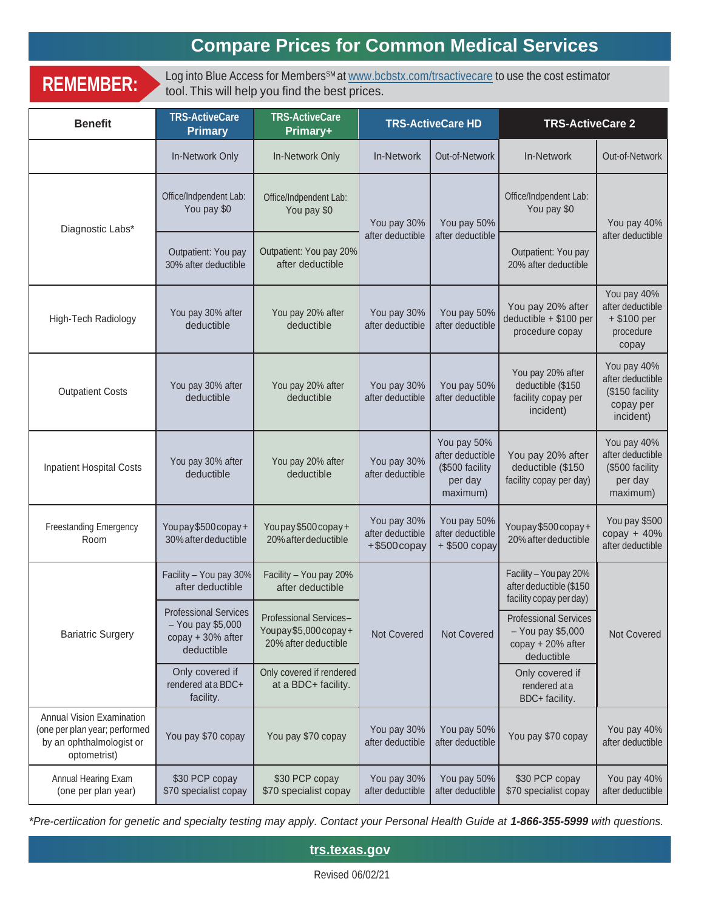# Compare Prices for Common Medical Services

**REMEMBER:** Log into Blue Access for Members[SM] at www.bcbstx.com/trsactivecare to use the cost estimator tool. This will help you find the best prices.

| Benefit | TRS-ActiveCare Primary | TRS-ActiveCare Primary+ | TRS-ActiveCare HD | | TRS-ActiveCare 2 | |
|---|---|---|---|---|---|---|
| | In-Network Only | In-Network Only | In-Network | Out-of-Network | In-Network | Out-of-Network |
| Diagnostic Labs* | Office/Indpendent Lab: You pay $0<br>Outpatient: You pay 30% after deductible | Office/Indpendent Lab: You pay $0<br>Outpatient: You pay 20% after deductible | You pay 30% after deductible | You pay 50% after deductible | Office/Indpendent Lab: You pay $0<br>Outpatient: You pay 20% after deductible | You pay 40% after deductible |
| High-Tech Radiology | You pay 30% after deductible | You pay 20% after deductible | You pay 30% after deductible | You pay 50% after deductible | You pay 20% after deductible + $100 per procedure copay | You pay 40% after deductible + $100 per procedure copay |
| Outpatient Costs | You pay 30% after deductible | You pay 20% after deductible | You pay 30% after deductible | You pay 50% after deductible | You pay 20% after deductible ($150 facility copay per incident) | You pay 40% after deductible ($150 facility copay per incident) |
| Inpatient Hospital Costs | You pay 30% after deductible | You pay 20% after deductible | You pay 30% after deductible | You pay 50% after deductible ($500 facility per day maximum) | You pay 20% after deductible ($150 facility copay per day) | You pay 40% after deductible ($500 facility per day maximum) |
| Freestanding Emergency Room | You pay $500 copay + 30% after deductible | You pay $500 copay + 20% after deductible | You pay 30% after deductible + $500 copay | You pay 50% after deductible + $500 copay | You pay $500 copay + 20% after deductible | You pay $500 copay + 40% after deductible |
| Bariatric Surgery | Facility – You pay 30% after deductible<br>Professional Services – You pay $5,000 copay + 30% after deductible<br>Only covered if rendered at a BDC+ facility. | Facility – You pay 20% after deductible<br>Professional Services – You pay $5,000 copay + 20% after deductible<br>Only covered if rendered at a BDC+ facility. | Not Covered | Not Covered | Facility – You pay 20% after deductible ($150 facility copay per day)<br>Professional Services – You pay $5,000 copay + 20% after deductible<br>Only covered if rendered at a BDC+ facility. | Not Covered |
| Annual Vision Examination (one per plan year; performed by an ophthalmologist or optometrist) | You pay $70 copay | You pay $70 copay | You pay 30% after deductible | You pay 50% after deductible | You pay $70 copay | You pay 40% after deductible |
| Annual Hearing Exam (one per plan year) | $30 PCP copay<br>$70 specialist copay | $30 PCP copay<br>$70 specialist copay | You pay 30% after deductible | You pay 50% after deductible | $30 PCP copay<br>$70 specialist copay | You pay 40% after deductible |

*Pre-certiication for genetic and specialty testing may apply. Contact your Personal Health Guide at **1-866-355-5999** with questions.*

**trs.texas.gov**

Revised 06/02/21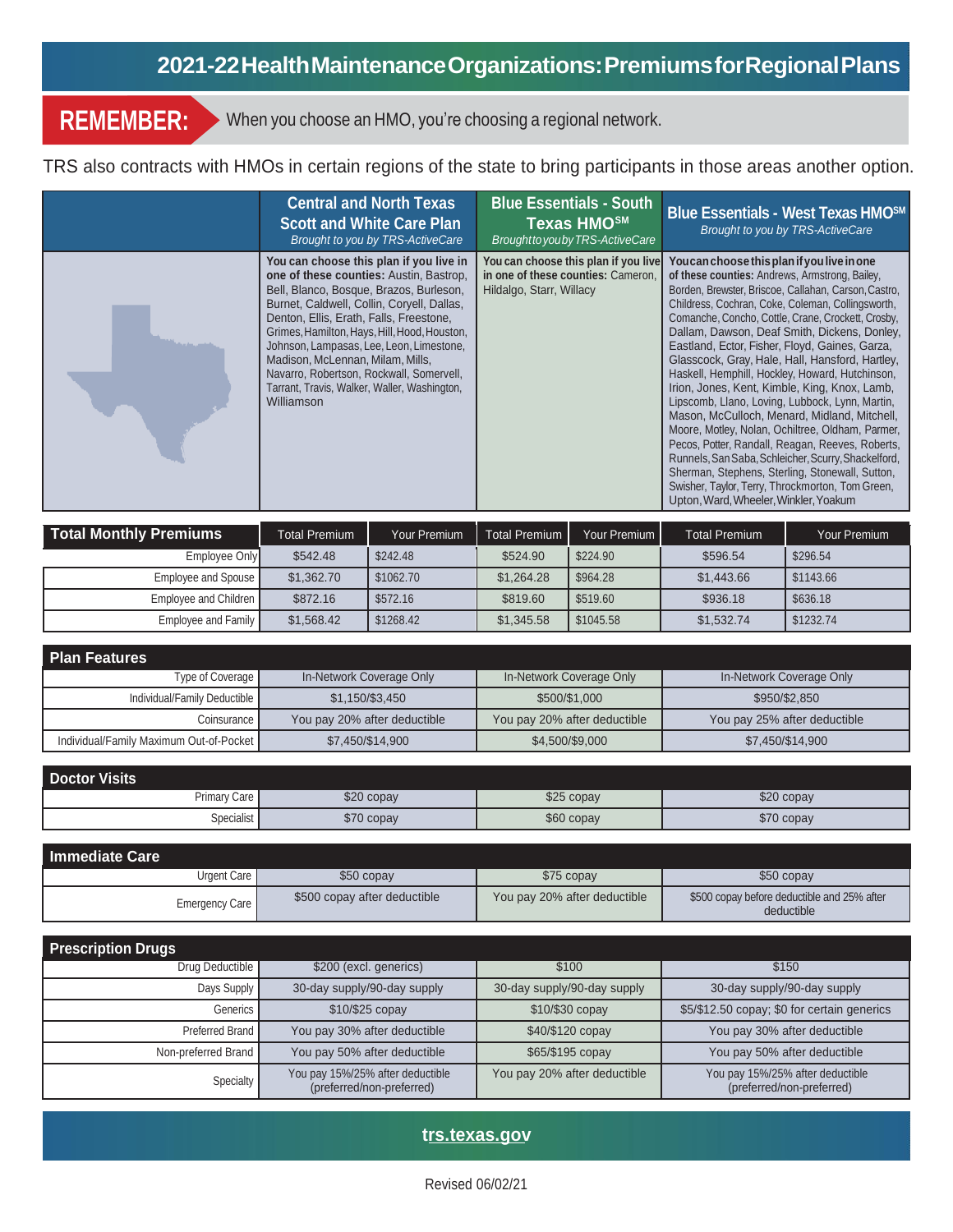# 2021-22 Health Maintenance Organizations: Premiums for Regional Plans

**REMEMBER:** When you choose an HMO, you're choosing a regional network.

TRS also contracts with HMOs in certain regions of the state to bring participants in those areas another option.

| | Central and North Texas Scott and White Care Plan *Brought to you by TRS-ActiveCare* | Blue Essentials - South Texas HMO℠ *Brought to you by TRS-ActiveCare* | Blue Essentials - West Texas HMO℠ *Brought to you by TRS-ActiveCare* |
|---|---|---|---|
| | **You can choose this plan if you live in one of these counties:** Austin, Bastrop, Bell, Blanco, Bosque, Brazos, Burleson, Burnet, Caldwell, Collin, Coryell, Dallas, Denton, Ellis, Erath, Falls, Freestone, Grimes, Hamilton, Hays, Hill, Hood, Houston, Johnson, Lampasas, Lee, Leon, Limestone, Madison, McLennan, Milam, Mills, Navarro, Robertson, Rockwall, Somervell, Tarrant, Travis, Walker, Waller, Washington, Williamson | **You can choose this plan if you live in one of these counties:** Cameron, Hildalgo, Starr, Willacy | **You can choose this plan if you live in one of these counties:** Andrews, Armstrong, Bailey, Borden, Brewster, Briscoe, Callahan, Carson, Castro, Childress, Cochran, Coke, Coleman, Collingsworth, Comanche, Concho, Cottle, Crane, Crockett, Crosby, Dallam, Dawson, Deaf Smith, Dickens, Donley, Eastland, Ector, Fisher, Floyd, Gaines, Garza, Glasscock, Gray, Hale, Hall, Hansford, Hartley, Haskell, Hemphill, Hockley, Howard, Hutchinson, Irion, Jones, Kent, Kimble, King, Knox, Lamb, Lipscomb, Llano, Loving, Lubbock, Lynn, Martin, Mason, McCulloch, Menard, Midland, Mitchell, Moore, Motley, Nolan, Ochiltree, Oldham, Parmer, Pecos, Potter, Randall, Reagan, Reeves, Roberts, Runnels, San Saba, Schleicher, Scurry, Shackelford, Sherman, Stephens, Sterling, Stonewall, Sutton, Swisher, Taylor, Terry, Throckmorton, Tom Green, Upton, Ward, Wheeler, Winkler, Yoakum |

| Total Monthly Premiums | Total Premium | Your Premium | Total Premium | Your Premium | Total Premium | Your Premium |
|---|---|---|---|---|---|---|
| Employee Only | $542.48 | $242.48 | $524.90 | $224.90 | $596.54 | $296.54 |
| Employee and Spouse | $1,362.70 | $1062.70 | $1,264.28 | $964.28 | $1,443.66 | $1143.66 |
| Employee and Children | $872.16 | $572.16 | $819.60 | $519.60 | $936.18 | $636.18 |
| Employee and Family | $1,568.42 | $1268.42 | $1,345.58 | $1045.58 | $1,532.74 | $1232.74 |

| Plan Features | | | |
|---|---|---|---|
| Type of Coverage | In-Network Coverage Only | In-Network Coverage Only | In-Network Coverage Only |
| Individual/Family Deductible | $1,150/$3,450 | $500/$1,000 | $950/$2,850 |
| Coinsurance | You pay 20% after deductible | You pay 20% after deductible | You pay 25% after deductible |
| Individual/Family Maximum Out-of-Pocket | $7,450/$14,900 | $4,500/$9,000 | $7,450/$14,900 |

| Doctor Visits | | | |
|---|---|---|---|
| Primary Care | $20 copay | $25 copay | $20 copay |
| Specialist | $70 copay | $60 copay | $70 copay |

| Immediate Care | | | |
|---|---|---|---|
| Urgent Care | $50 copay | $75 copay | $50 copay |
| Emergency Care | $500 copay after deductible | You pay 20% after deductible | $500 copay before deductible and 25% after deductible |

| Prescription Drugs | | | |
|---|---|---|---|
| Drug Deductible | $200 (excl. generics) | $100 | $150 |
| Days Supply | 30-day supply/90-day supply | 30-day supply/90-day supply | 30-day supply/90-day supply |
| Generics | $10/$25 copay | $10/$30 copay | $5/$12.50 copay; $0 for certain generics |
| Preferred Brand | You pay 30% after deductible | $40/$120 copay | You pay 30% after deductible |
| Non-preferred Brand | You pay 50% after deductible | $65/$195 copay | You pay 50% after deductible |
| Specialty | You pay 15%/25% after deductible (preferred/non-preferred) | You pay 20% after deductible | You pay 15%/25% after deductible (preferred/non-preferred) |

trs.texas.gov

Revised 06/02/21